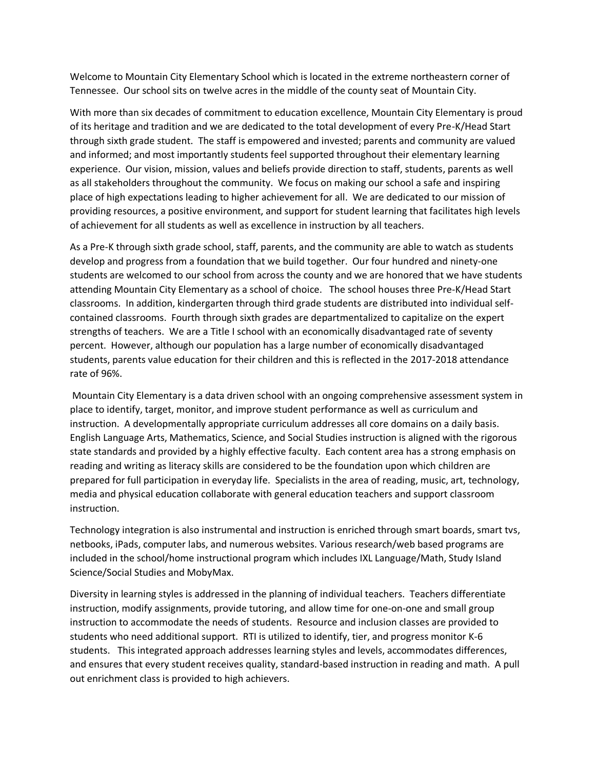Welcome to Mountain City Elementary School which is located in the extreme northeastern corner of Tennessee. Our school sits on twelve acres in the middle of the county seat of Mountain City.

With more than six decades of commitment to education excellence, Mountain City Elementary is proud of its heritage and tradition and we are dedicated to the total development of every Pre-K/Head Start through sixth grade student. The staff is empowered and invested; parents and community are valued and informed; and most importantly students feel supported throughout their elementary learning experience. Our vision, mission, values and beliefs provide direction to staff, students, parents as well as all stakeholders throughout the community. We focus on making our school a safe and inspiring place of high expectations leading to higher achievement for all. We are dedicated to our mission of providing resources, a positive environment, and support for student learning that facilitates high levels of achievement for all students as well as excellence in instruction by all teachers.

As a Pre-K through sixth grade school, staff, parents, and the community are able to watch as students develop and progress from a foundation that we build together. Our four hundred and ninety-one students are welcomed to our school from across the county and we are honored that we have students attending Mountain City Elementary as a school of choice. The school houses three Pre-K/Head Start classrooms. In addition, kindergarten through third grade students are distributed into individual self-contained classrooms. Fourth through sixth grades are departmentalized to capitalize on the expert strengths of teachers. We are a Title I school with an economically disadvantaged rate of seventy percent. However, although our population has a large number of economically disadvantaged students, parents value education for their children and this is reflected in the 2017-2018 attendance rate of 96%.

Mountain City Elementary is a data driven school with an ongoing comprehensive assessment system in place to identify, target, monitor, and improve student performance as well as curriculum and instruction. A developmentally appropriate curriculum addresses all core domains on a daily basis. English Language Arts, Mathematics, Science, and Social Studies instruction is aligned with the rigorous state standards and provided by a highly effective faculty. Each content area has a strong emphasis on reading and writing as literacy skills are considered to be the foundation upon which children are prepared for full participation in everyday life. Specialists in the area of reading, music, art, technology, media and physical education collaborate with general education teachers and support classroom instruction.

Technology integration is also instrumental and instruction is enriched through smart boards, smart tvs, netbooks, iPads, computer labs, and numerous websites. Various research/web based programs are included in the school/home instructional program which includes IXL Language/Math, Study Island Science/Social Studies and MobyMax.

Diversity in learning styles is addressed in the planning of individual teachers. Teachers differentiate instruction, modify assignments, provide tutoring, and allow time for one-on-one and small group instruction to accommodate the needs of students. Resource and inclusion classes are provided to students who need additional support. RTI is utilized to identify, tier, and progress monitor K-6 students. This integrated approach addresses learning styles and levels, accommodates differences, and ensures that every student receives quality, standard-based instruction in reading and math. A pull out enrichment class is provided to high achievers.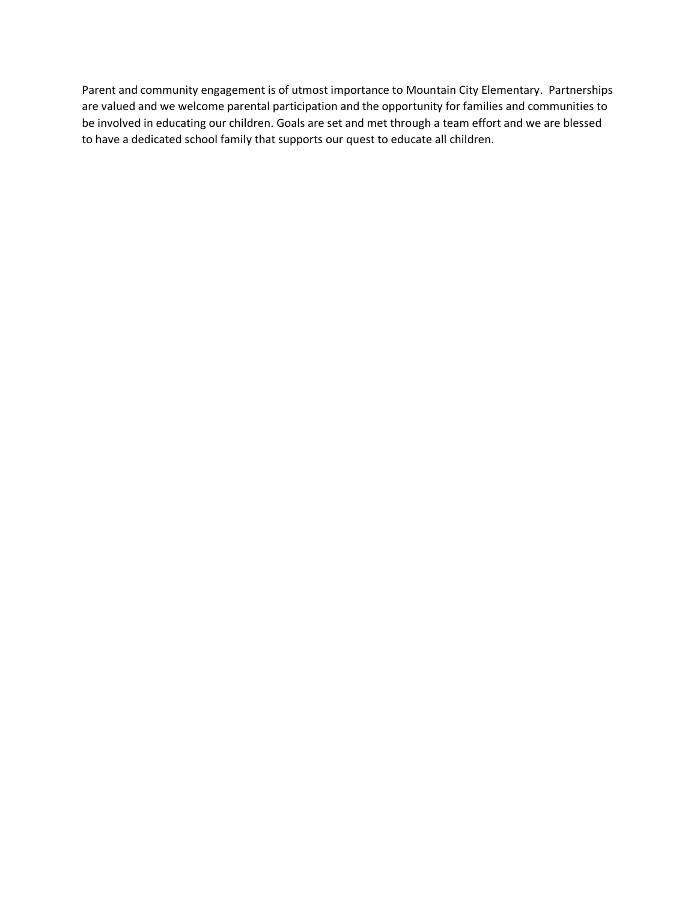Parent and community engagement is of utmost importance to Mountain City Elementary. Partnerships are valued and we welcome parental participation and the opportunity for families and communities to be involved in educating our children. Goals are set and met through a team effort and we are blessed to have a dedicated school family that supports our quest to educate all children.